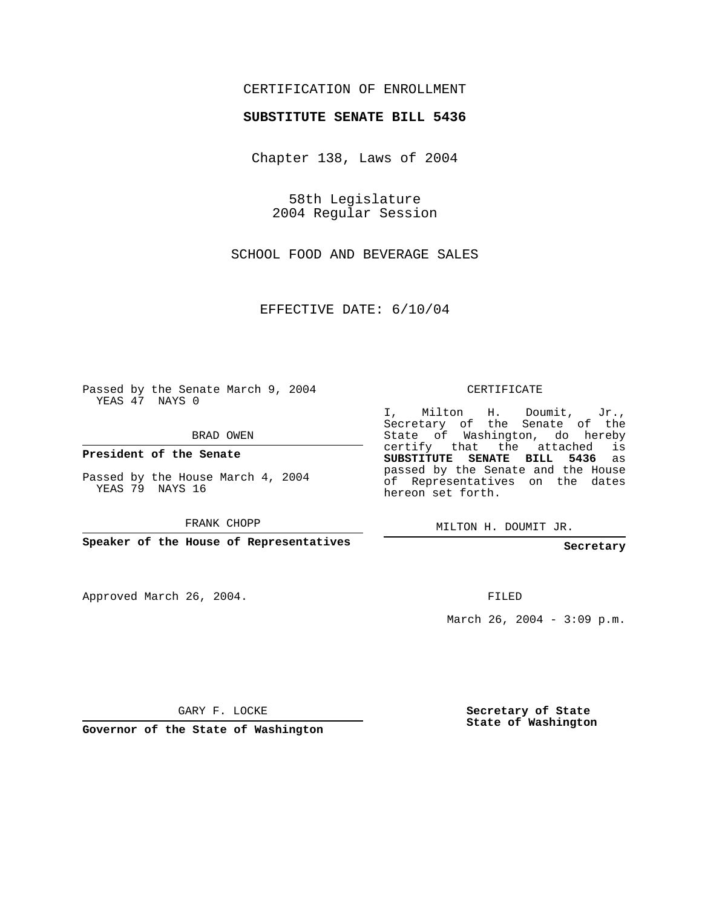CERTIFICATION OF ENROLLMENT

**SUBSTITUTE SENATE BILL 5436**

Chapter 138, Laws of 2004

58th Legislature
2004 Regular Session

SCHOOL FOOD AND BEVERAGE SALES

EFFECTIVE DATE: 6/10/04

Passed by the Senate March 9, 2004
YEAS 47 NAYS 0

BRAD OWEN

**President of the Senate**

Passed by the House March 4, 2004
YEAS 79 NAYS 16

FRANK CHOPP

**Speaker of the House of Representatives**

CERTIFICATE

I, Milton H. Doumit, Jr., Secretary of the Senate of the State of Washington, do hereby certify that the attached is **SUBSTITUTE SENATE BILL 5436** as passed by the Senate and the House of Representatives on the dates hereon set forth.

MILTON H. DOUMIT JR.

**Secretary**

Approved March 26, 2004.

FILED

March 26, 2004 - 3:09 p.m.

GARY F. LOCKE

**Governor of the State of Washington**

**Secretary of State**
**State of Washington**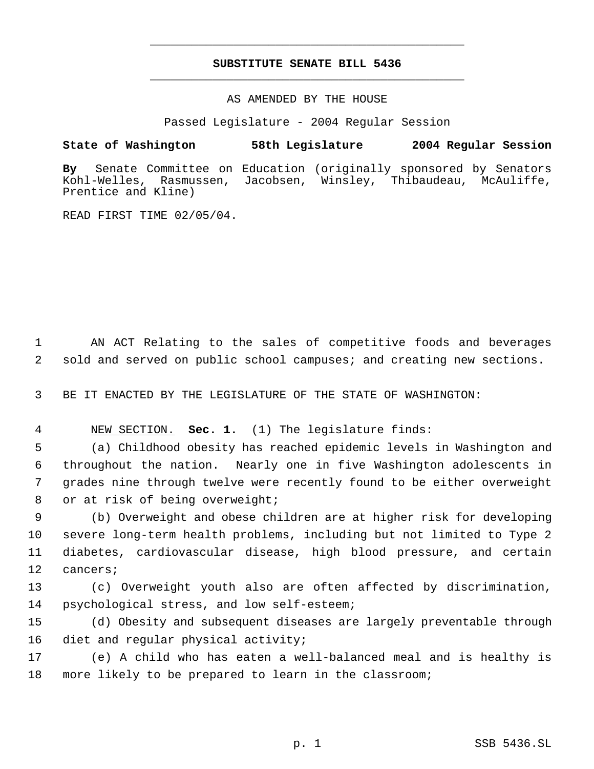# SUBSTITUTE SENATE BILL 5436

AS AMENDED BY THE HOUSE

Passed Legislature - 2004 Regular Session

**State of Washington 58th Legislature 2004 Regular Session**

**By** Senate Committee on Education (originally sponsored by Senators Kohl-Welles, Rasmussen, Jacobsen, Winsley, Thibaudeau, McAuliffe, Prentice and Kline)

READ FIRST TIME 02/05/04.

AN ACT Relating to the sales of competitive foods and beverages sold and served on public school campuses; and creating new sections.

BE IT ENACTED BY THE LEGISLATURE OF THE STATE OF WASHINGTON:

NEW SECTION. **Sec. 1.** (1) The legislature finds:

(a) Childhood obesity has reached epidemic levels in Washington and throughout the nation. Nearly one in five Washington adolescents in grades nine through twelve were recently found to be either overweight or at risk of being overweight;

(b) Overweight and obese children are at higher risk for developing severe long-term health problems, including but not limited to Type 2 diabetes, cardiovascular disease, high blood pressure, and certain cancers;

(c) Overweight youth also are often affected by discrimination, psychological stress, and low self-esteem;

(d) Obesity and subsequent diseases are largely preventable through diet and regular physical activity;

(e) A child who has eaten a well-balanced meal and is healthy is more likely to be prepared to learn in the classroom;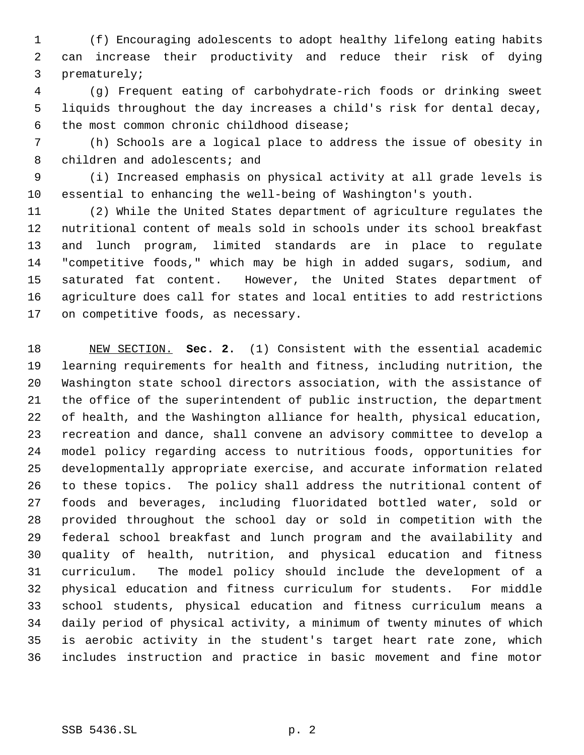(f) Encouraging adolescents to adopt healthy lifelong eating habits can increase their productivity and reduce their risk of dying prematurely;

(g) Frequent eating of carbohydrate-rich foods or drinking sweet liquids throughout the day increases a child's risk for dental decay, the most common chronic childhood disease;

(h) Schools are a logical place to address the issue of obesity in children and adolescents; and

(i) Increased emphasis on physical activity at all grade levels is essential to enhancing the well-being of Washington's youth.

(2) While the United States department of agriculture regulates the nutritional content of meals sold in schools under its school breakfast and lunch program, limited standards are in place to regulate "competitive foods," which may be high in added sugars, sodium, and saturated fat content. However, the United States department of agriculture does call for states and local entities to add restrictions on competitive foods, as necessary.

NEW SECTION. **Sec. 2.** (1) Consistent with the essential academic learning requirements for health and fitness, including nutrition, the Washington state school directors association, with the assistance of the office of the superintendent of public instruction, the department of health, and the Washington alliance for health, physical education, recreation and dance, shall convene an advisory committee to develop a model policy regarding access to nutritious foods, opportunities for developmentally appropriate exercise, and accurate information related to these topics. The policy shall address the nutritional content of foods and beverages, including fluoridated bottled water, sold or provided throughout the school day or sold in competition with the federal school breakfast and lunch program and the availability and quality of health, nutrition, and physical education and fitness curriculum. The model policy should include the development of a physical education and fitness curriculum for students. For middle school students, physical education and fitness curriculum means a daily period of physical activity, a minimum of twenty minutes of which is aerobic activity in the student's target heart rate zone, which includes instruction and practice in basic movement and fine motor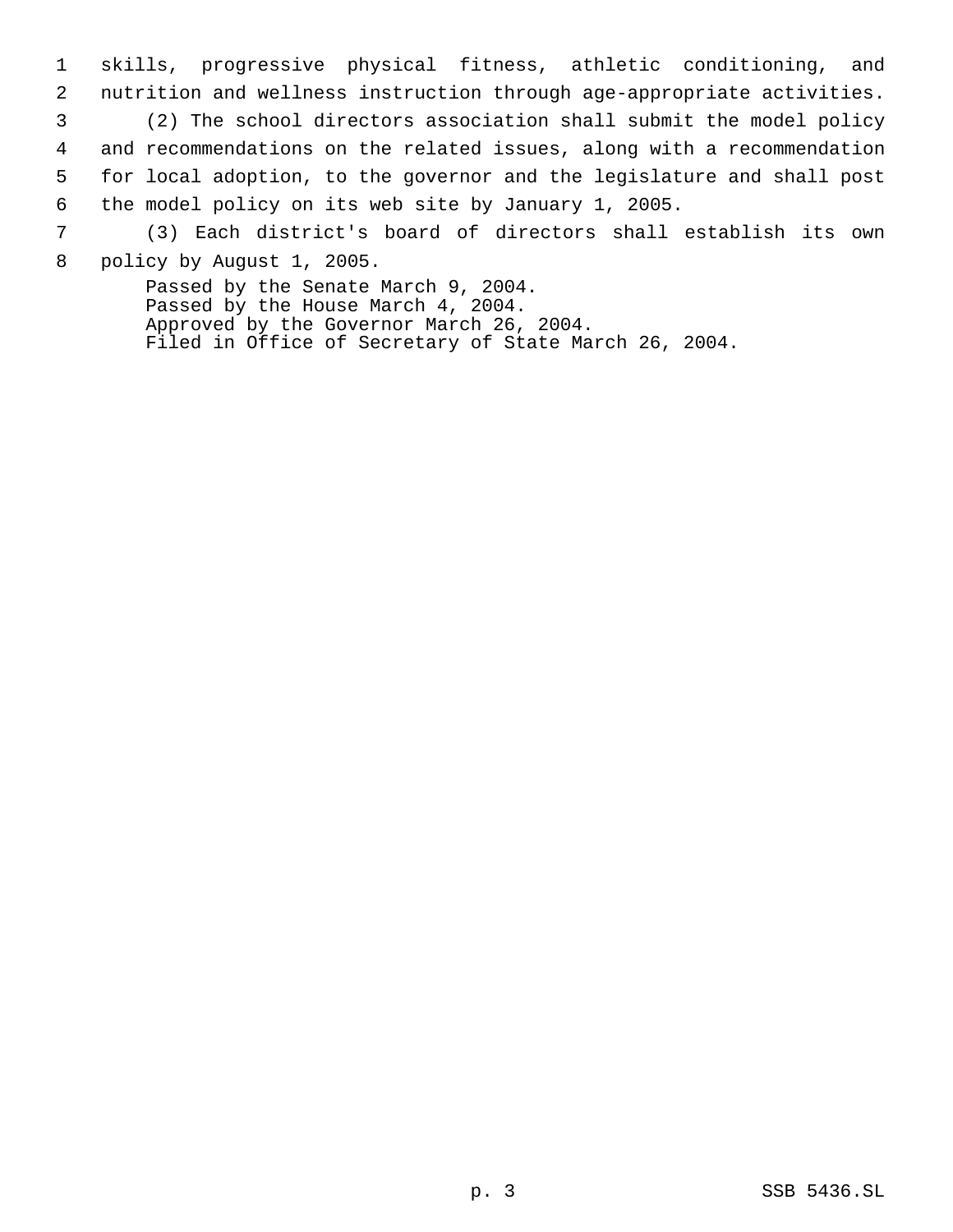skills, progressive physical fitness, athletic conditioning, and nutrition and wellness instruction through age-appropriate activities.

(2) The school directors association shall submit the model policy and recommendations on the related issues, along with a recommendation for local adoption, to the governor and the legislature and shall post the model policy on its web site by January 1, 2005.

(3) Each district's board of directors shall establish its own policy by August 1, 2005.

Passed by the Senate March 9, 2004.
Passed by the House March 4, 2004.
Approved by the Governor March 26, 2004.
Filed in Office of Secretary of State March 26, 2004.